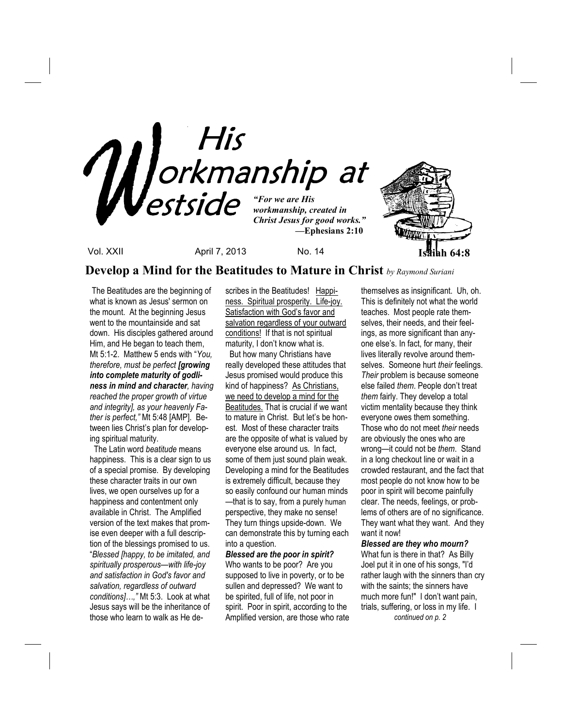# His Workmanship at Westside

*"For we are His workmanship, created in Christ Jesus for good works."*
**—Ephesians 2:10**

**Isaiah 64:8**

Vol. XXII April 7, 2013 No. 14

## Develop a Mind for the Beatitudes to Mature in Christ *by Raymond Suriani*

The Beatitudes are the beginning of what is known as Jesus' sermon on the mount. At the beginning Jesus went to the mountainside and sat down. His disciples gathered around Him, and He began to teach them, Mt 5:1-2. Matthew 5 ends with "*You, therefore, must be perfect* ***[growing into complete maturity of godliness in mind and character****, having reached the proper growth of virtue and integrity], as your heavenly Father is perfect,"* Mt 5:48 [AMP]. Between lies Christ's plan for developing spiritual maturity.

The Latin word *beatitude* means happiness. This is a clear sign to us of a special promise. By developing these character traits in our own lives, we open ourselves up for a happiness and contentment only available in Christ. The Amplified version of the text makes that promise even deeper with a full description of the blessings promised to us. "*Blessed [happy, to be imitated, and spiritually prosperous—with life-joy and satisfaction in God's favor and salvation, regardless of outward conditions]…,"* Mt 5:3. Look at what Jesus says will be the inheritance of those who learn to walk as He describes in the Beatitudes! Happiness. Spiritual prosperity. Life-joy. Satisfaction with God's favor and salvation regardless of your outward conditions! If that is not spiritual maturity, I don't know what is.

But how many Christians have really developed these attitudes that Jesus promised would produce this kind of happiness? As Christians, we need to develop a mind for the Beatitudes. That is crucial if we want to mature in Christ. But let's be honest. Most of these character traits are the opposite of what is valued by everyone else around us. In fact, some of them just sound plain weak. Developing a mind for the Beatitudes is extremely difficult, because they so easily confound our human minds—that is to say, from a purely human perspective, they make no sense! They turn things upside-down. We can demonstrate this by turning each into a question.

***Blessed are the poor in spirit?*** Who wants to be poor? Are you supposed to live in poverty, or to be sullen and depressed? We want to be spirited, full of life, not poor in spirit. Poor in spirit, according to the Amplified version, are those who rate themselves as insignificant. Uh, oh. This is definitely not what the world teaches. Most people rate themselves, their needs, and their feelings, as more significant than anyone else's. In fact, for many, their lives literally revolve around themselves. Someone hurt *their* feelings. *Their* problem is because someone else failed *them*. People don't treat *them* fairly. They develop a total victim mentality because they think everyone owes them something. Those who do not meet *their* needs are obviously the ones who are wrong—it could not be *them*. Stand in a long checkout line or wait in a crowded restaurant, and the fact that most people do not know how to be poor in spirit will become painfully clear. The needs, feelings, or problems of others are of no significance. They want what they want. And they want it now!

***Blessed are they who mourn?*** What fun is there in that? As Billy Joel put it in one of his songs, "I'd rather laugh with the sinners than cry with the saints; the sinners have much more fun!" I don't want pain, trials, suffering, or loss in my life. I

*continued on p. 2*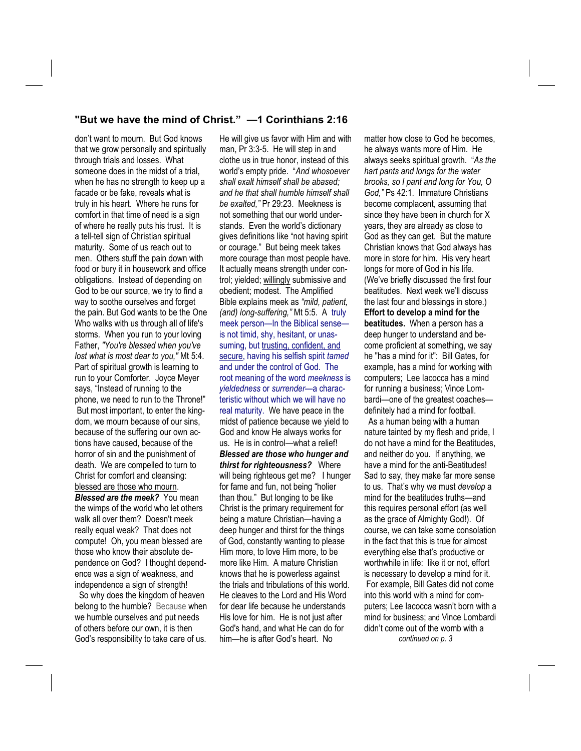## "But we have the mind of Christ." —1 Corinthians 2:16

don't want to mourn. But God knows that we grow personally and spiritually through trials and losses. What someone does in the midst of a trial, when he has no strength to keep up a facade or be fake, reveals what is truly in his heart. Where he runs for comfort in that time of need is a sign of where he really puts his trust. It is a tell-tell sign of Christian spiritual maturity. Some of us reach out to men. Others stuff the pain down with food or bury it in housework and office obligations. Instead of depending on God to be our source, we try to find a way to soothe ourselves and forget the pain. But God wants to be the One Who walks with us through all of life's storms. When you run to your loving Father, *"You're blessed when you've lost what is most dear to you,"* Mt 5:4. Part of spiritual growth is learning to run to your Comforter. Joyce Meyer says, "Instead of running to the phone, we need to run to the Throne!" But most important, to enter the kingdom, we mourn because of our sins, because of the suffering our own actions have caused, because of the horror of sin and the punishment of death. We are compelled to turn to Christ for comfort and cleansing: blessed are those who mourn.

***Blessed are the meek?*** You mean the wimps of the world who let others walk all over them? Doesn't meek really equal weak? That does not compute! Oh, you mean blessed are those who know their absolute dependence on God? I thought dependence was a sign of weakness, and independence a sign of strength!

So why does the kingdom of heaven belong to the humble? Because when we humble ourselves and put needs of others before our own, it is then God's responsibility to take care of us. He will give us favor with Him and with man, Pr 3:3-5. He will step in and clothe us in true honor, instead of this world's empty pride. "*And whosoever shall exalt himself shall be abased; and he that shall humble himself shall be exalted,"* Pr 29:23. Meekness is not something that our world understands. Even the world's dictionary gives definitions like "not having spirit or courage." But being meek takes more courage than most people have. It actually means strength under control; yielded; willingly submissive and obedient; modest. The Amplified Bible explains meek as *"mild, patient, (and) long-suffering,"* Mt 5:5. A truly meek person—In the Biblical sense—is not timid, shy, hesitant, or unassuming, but trusting, confident, and secure, having his selfish spirit *tamed* and under the control of God. The root meaning of the word *meekness* is *yieldedness* or *surrender*—a characteristic without which we will have no real maturity. We have peace in the midst of patience because we yield to God and know He always works for us. He is in control—what a relief!

***Blessed are those who hunger and thirst for righteousness?*** Where will being righteous get me? I hunger for fame and fun, not being "holier than thou." But longing to be like Christ is the primary requirement for being a mature Christian—having a deep hunger and thirst for the things of God, constantly wanting to please Him more, to love Him more, to be more like Him. A mature Christian knows that he is powerless against the trials and tribulations of this world. He cleaves to the Lord and His Word for dear life because he understands His love for him. He is not just after God's hand, and what He can do for him—he is after God's heart. No matter how close to God he becomes, he always wants more of Him. He always seeks spiritual growth. "*As the hart pants and longs for the water brooks, so I pant and long for You, O God,"* Ps 42:1. Immature Christians become complacent, assuming that since they have been in church for X years, they are already as close to God as they can get. But the mature Christian knows that God always has more in store for him. His very heart longs for more of God in his life. (We've briefly discussed the first four beatitudes. Next week we'll discuss the last four and blessings in store.)

**Effort to develop a mind for the beatitudes.** When a person has a deep hunger to understand and become proficient at something, we say he "has a mind for it": Bill Gates, for example, has a mind for working with computers; Lee Iacocca has a mind for running a business; Vince Lombardi—one of the greatest coaches—definitely had a mind for football.

As a human being with a human nature tainted by my flesh and pride, I do not have a mind for the Beatitudes, and neither do you. If anything, we have a mind for the anti-Beatitudes! Sad to say, they make far more sense to us. That's why we must *develop* a mind for the beatitudes truths—and this requires personal effort (as well as the grace of Almighty God!). Of course, we can take some consolation in the fact that this is true for almost everything else that's productive or worthwhile in life: like it or not, effort is necessary to develop a mind for it. For example, Bill Gates did not come into this world with a mind for computers; Lee Iacocca wasn't born with a mind for business; and Vince Lombardi didn't come out of the womb with a

*continued on p. 3*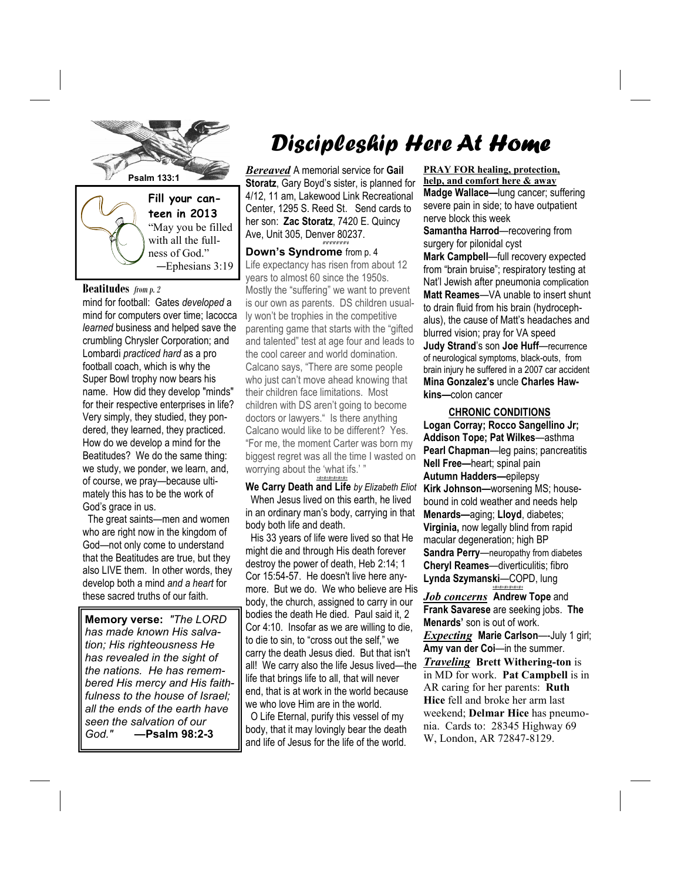# Discipleship Here At Home

Psalm 133:1

**Fill your canteen in 2013**

"May you be filled with all the fullness of God."
—Ephesians 3:19

**Beatitudes** *from p. 2*

mind for football: Gates *developed* a mind for computers over time; Iacocca *learned* business and helped save the crumbling Chrysler Corporation; and Lombardi *practiced hard* as a pro football coach, which is why the Super Bowl trophy now bears his name. How did they develop "minds" for their respective enterprises in life? Very simply, they studied, they pondered, they learned, they practiced. How do we develop a mind for the Beatitudes? We do the same thing: we study, we ponder, we learn, and, of course, we pray—because ultimately this has to be the work of God's grace in us.

The great saints—men and women who are right now in the kingdom of God—not only come to understand that the Beatitudes are true, but they also LIVE them. In other words, they develop both a mind *and a heart* for these sacred truths of our faith.

**Memory verse:** *"The LORD has made known His salvation; His righteousness He has revealed in the sight of the nations. He has remembered His mercy and His faithfulness to the house of Israel; all the ends of the earth have seen the salvation of our God."* **—Psalm 98:2-3**

***Bereaved*** A memorial service for **Gail Storatz**, Gary Boyd's sister, is planned for 4/12, 11 am, Lakewood Link Recreational Center, 1295 S. Reed St. Send cards to her son: **Zac Storatz**, 7420 E. Quincy Ave, Unit 305, Denver 80237.

**Down's Syndrome** from p. 4

Life expectancy has risen from about 12 years to almost 60 since the 1950s. Mostly the "suffering" we want to prevent is our own as parents. DS children usually won't be trophies in the competitive parenting game that starts with the "gifted and talented" test at age four and leads to the cool career and world domination. Calcano says, "There are some people who just can't move ahead knowing that their children face limitations. Most children with DS aren't going to become doctors or lawyers." Is there anything Calcano would like to be different? Yes. "For me, the moment Carter was born my biggest regret was all the time I wasted on worrying about the 'what ifs.' "

**We Carry Death and Life** *by Elizabeth Eliot*

When Jesus lived on this earth, he lived in an ordinary man's body, carrying in that body both life and death.

His 33 years of life were lived so that He might die and through His death forever destroy the power of death, Heb 2:14; 1 Cor 15:54-57. He doesn't live here anymore. But we do. We who believe are His body, the church, assigned to carry in our bodies the death He died. Paul said it, 2 Cor 4:10. Insofar as we are willing to die, to die to sin, to "cross out the self," we carry the death Jesus died. But that isn't all! We carry also the life Jesus lived—the life that brings life to all, that will never end, that is at work in the world because we who love Him are in the world.

O Life Eternal, purify this vessel of my body, that it may lovingly bear the death and life of Jesus for the life of the world.

**PRAY FOR healing, protection, help, and comfort here & away**

**Madge Wallace—**lung cancer; suffering severe pain in side; to have outpatient nerve block this week
**Samantha Harrod**—recovering from surgery for pilonidal cyst
**Mark Campbell**—full recovery expected from "brain bruise"; respiratory testing at Nat'l Jewish after pneumonia complication
**Matt Reames**—VA unable to insert shunt to drain fluid from his brain (hydrocephalus), the cause of Matt's headaches and blurred vision; pray for VA speed
**Judy Strand**'s son **Joe Huff**—recurrence of neurological symptoms, black-outs, from brain injury he suffered in a 2007 car accident
**Mina Gonzalez's** uncle **Charles Hawkins—**colon cancer

**CHRONIC CONDITIONS**

**Logan Corray; Rocco Sangellino Jr; Addison Tope; Pat Wilkes**—asthma
**Pearl Chapman**—leg pains; pancreatitis
**Nell Free—**heart; spinal pain
**Autumn Hadders—**epilepsy
**Kirk Johnson—**worsening MS; housebound in cold weather and needs help
**Menards—**aging; **Lloyd**, diabetes; **Virginia,** now legally blind from rapid macular degeneration; high BP
**Sandra Perry**—neuropathy from diabetes
**Cheryl Reames**—diverticulitis; fibro
**Lynda Szymanski**—COPD, lung

***Job concerns*** **Andrew Tope** and **Frank Savarese** are seeking jobs. **The Menards'** son is out of work.

***Expecting*** **Marie Carlson**—-July 1 girl; **Amy van der Coi**—in the summer.

***Traveling*** **Brett Withering-ton** is in MD for work. **Pat Campbell** is in AR caring for her parents: **Ruth Hice** fell and broke her arm last weekend; **Delmar Hice** has pneumonia. Cards to: 28345 Highway 69 W, London, AR 72847-8129.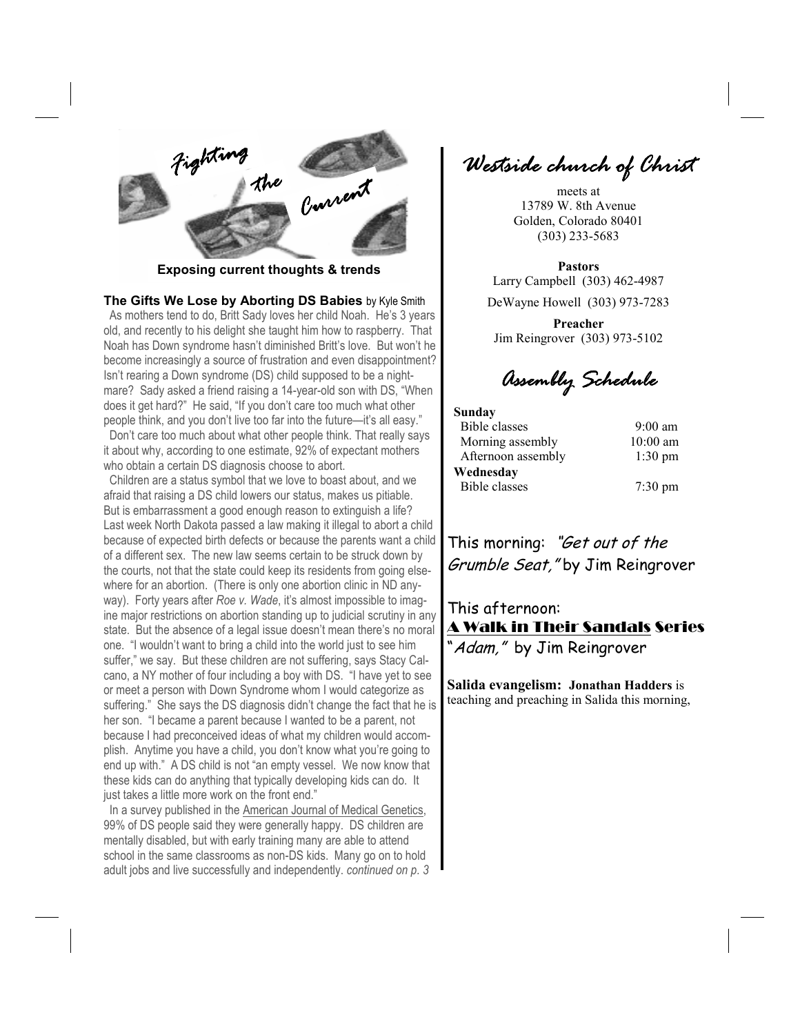Fighting the Current

**Exposing current thoughts & trends**

**The Gifts We Lose by Aborting DS Babies** by Kyle Smith

As mothers tend to do, Britt Sady loves her child Noah. He's 3 years old, and recently to his delight she taught him how to raspberry. That Noah has Down syndrome hasn't diminished Britt's love. But won't he become increasingly a source of frustration and even disappointment? Isn't rearing a Down syndrome (DS) child supposed to be a nightmare? Sady asked a friend raising a 14-year-old son with DS, "When does it get hard?" He said, "If you don't care too much what other people think, and you don't live too far into the future—it's all easy."

Don't care too much about what other people think. That really says it about why, according to one estimate, 92% of expectant mothers who obtain a certain DS diagnosis choose to abort.

Children are a status symbol that we love to boast about, and we afraid that raising a DS child lowers our status, makes us pitiable. But is embarrassment a good enough reason to extinguish a life? Last week North Dakota passed a law making it illegal to abort a child because of expected birth defects or because the parents want a child of a different sex. The new law seems certain to be struck down by the courts, not that the state could keep its residents from going elsewhere for an abortion. (There is only one abortion clinic in ND anyway). Forty years after *Roe v. Wade*, it's almost impossible to imagine major restrictions on abortion standing up to judicial scrutiny in any state. But the absence of a legal issue doesn't mean there's no moral one. "I wouldn't want to bring a child into the world just to see him suffer," we say. But these children are not suffering, says Stacy Calcano, a NY mother of four including a boy with DS. "I have yet to see or meet a person with Down Syndrome whom I would categorize as suffering." She says the DS diagnosis didn't change the fact that he is her son. "I became a parent because I wanted to be a parent, not because I had preconceived ideas of what my children would accomplish. Anytime you have a child, you don't know what you're going to end up with." A DS child is not "an empty vessel. We now know that these kids can do anything that typically developing kids can do. It just takes a little more work on the front end."

In a survey published in the American Journal of Medical Genetics, 99% of DS people said they were generally happy. DS children are mentally disabled, but with early training many are able to attend school in the same classrooms as non-DS kids. Many go on to hold adult jobs and live successfully and independently. *continued on p. 3*

# Westside church of Christ

meets at
13789 W. 8th Avenue
Golden, Colorado 80401
(303) 233-5683

**Pastors**
Larry Campbell (303) 462-4987
DeWayne Howell (303) 973-7283

**Preacher**
Jim Reingrover (303) 973-5102

## Assembly Schedule

| | |
|---|---|
| **Sunday** | |
| Bible classes | 9:00 am |
| Morning assembly | 10:00 am |
| Afternoon assembly | 1:30 pm |
| **Wednesday** | |
| Bible classes | 7:30 pm |

This morning: *"Get out of the Grumble Seat,"* by Jim Reingrover

This afternoon:
**A Walk in Their Sandals Series**
"*Adam,*" by Jim Reingrover

**Salida evangelism: Jonathan Hadders** is teaching and preaching in Salida this morning,